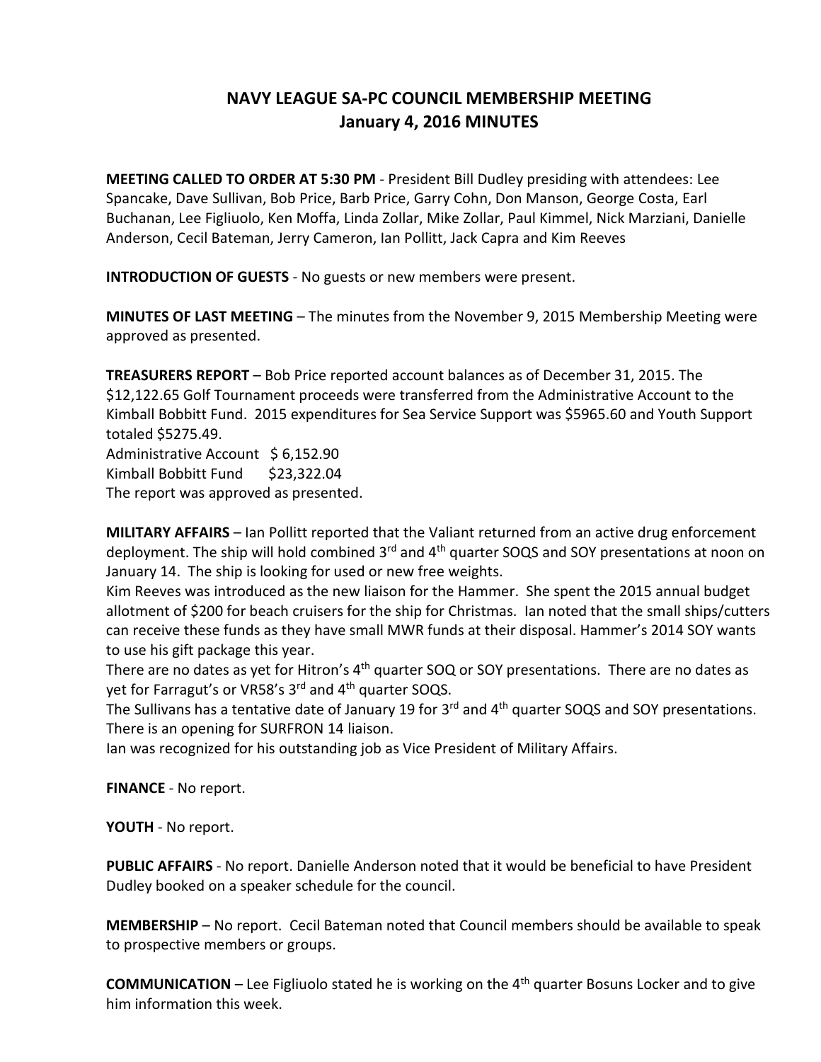# NAVY LEAGUE SA-PC COUNCIL MEMBERSHIP MEETING
## January 4, 2016 MINUTES

**MEETING CALLED TO ORDER AT 5:30 PM** - President Bill Dudley presiding with attendees: Lee Spancake, Dave Sullivan, Bob Price, Barb Price, Garry Cohn, Don Manson, George Costa, Earl Buchanan, Lee Figliuolo, Ken Moffa, Linda Zollar, Mike Zollar, Paul Kimmel, Nick Marziani, Danielle Anderson, Cecil Bateman, Jerry Cameron, Ian Pollitt, Jack Capra and Kim Reeves

**INTRODUCTION OF GUESTS** - No guests or new members were present.

**MINUTES OF LAST MEETING** – The minutes from the November 9, 2015 Membership Meeting were approved as presented.

**TREASURERS REPORT** – Bob Price reported account balances as of December 31, 2015. The $12,122.65 Golf Tournament proceeds were transferred from the Administrative Account to the Kimball Bobbitt Fund. 2015 expenditures for Sea Service Support was $5965.60 and Youth Support totaled $5275.49.
Administrative Account $ 6,152.90
Kimball Bobbitt Fund $23,322.04
The report was approved as presented.

**MILITARY AFFAIRS** – Ian Pollitt reported that the Valiant returned from an active drug enforcement deployment. The ship will hold combined 3rd and 4th quarter SOQS and SOY presentations at noon on January 14. The ship is looking for used or new free weights.
Kim Reeves was introduced as the new liaison for the Hammer. She spent the 2015 annual budget allotment of $200 for beach cruisers for the ship for Christmas. Ian noted that the small ships/cutters can receive these funds as they have small MWR funds at their disposal. Hammer's 2014 SOY wants to use his gift package this year.
There are no dates as yet for Hitron's 4th quarter SOQ or SOY presentations. There are no dates as yet for Farragut's or VR58's 3rd and 4th quarter SOQS.
The Sullivans has a tentative date of January 19 for 3rd and 4th quarter SOQS and SOY presentations.
There is an opening for SURFRON 14 liaison.
Ian was recognized for his outstanding job as Vice President of Military Affairs.

**FINANCE** - No report.

**YOUTH** - No report.

**PUBLIC AFFAIRS** - No report. Danielle Anderson noted that it would be beneficial to have President Dudley booked on a speaker schedule for the council.

**MEMBERSHIP** – No report. Cecil Bateman noted that Council members should be available to speak to prospective members or groups.

**COMMUNICATION** – Lee Figliuolo stated he is working on the 4th quarter Bosuns Locker and to give him information this week.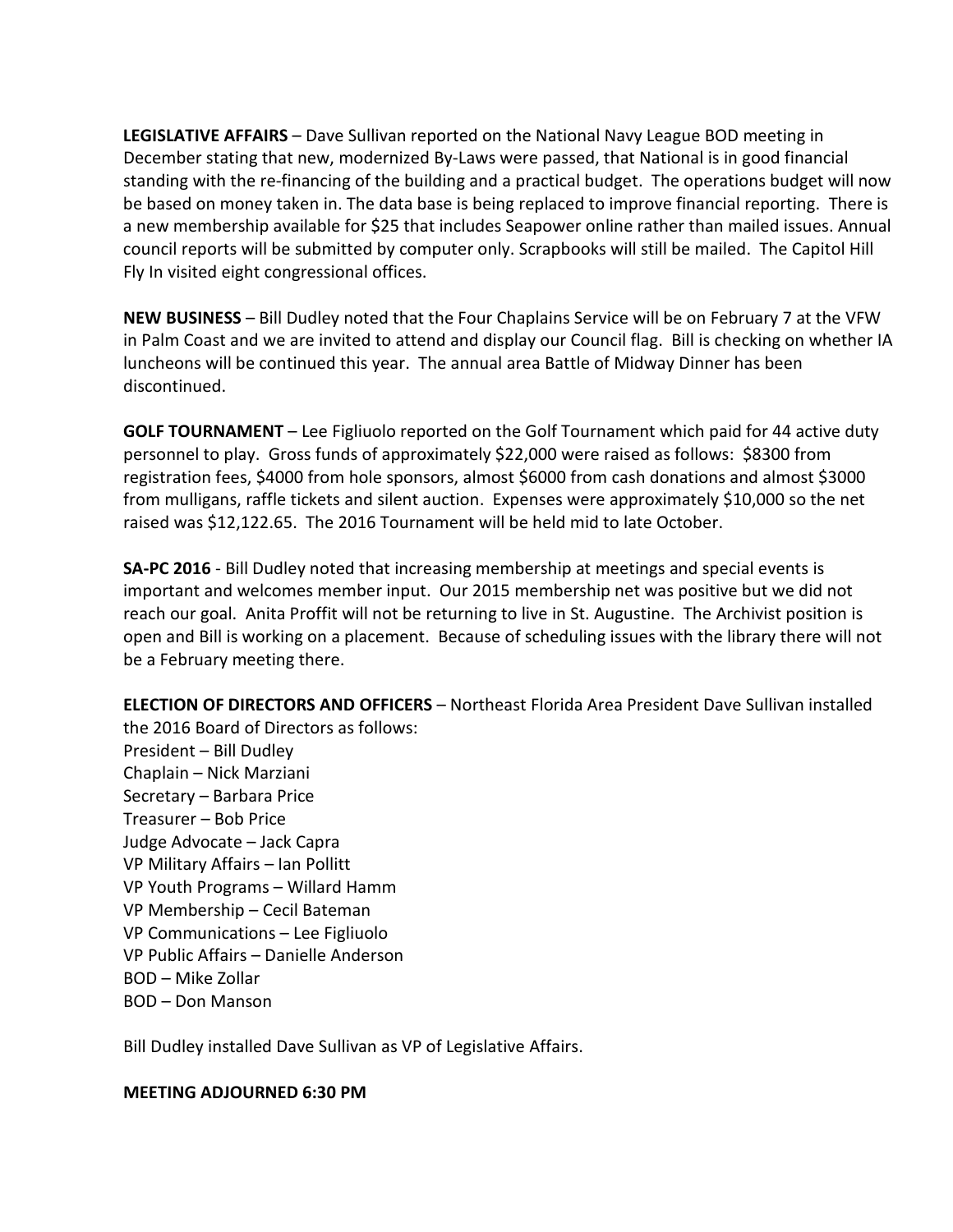**LEGISLATIVE AFFAIRS** – Dave Sullivan reported on the National Navy League BOD meeting in December stating that new, modernized By-Laws were passed, that National is in good financial standing with the re-financing of the building and a practical budget. The operations budget will now be based on money taken in. The data base is being replaced to improve financial reporting. There is a new membership available for $25 that includes Seapower online rather than mailed issues. Annual council reports will be submitted by computer only. Scrapbooks will still be mailed. The Capitol Hill Fly In visited eight congressional offices.

**NEW BUSINESS** – Bill Dudley noted that the Four Chaplains Service will be on February 7 at the VFW in Palm Coast and we are invited to attend and display our Council flag. Bill is checking on whether IA luncheons will be continued this year. The annual area Battle of Midway Dinner has been discontinued.

**GOLF TOURNAMENT** – Lee Figliuolo reported on the Golf Tournament which paid for 44 active duty personnel to play. Gross funds of approximately $22,000 were raised as follows: $8300 from registration fees, $4000 from hole sponsors, almost $6000 from cash donations and almost $3000 from mulligans, raffle tickets and silent auction. Expenses were approximately $10,000 so the net raised was $12,122.65. The 2016 Tournament will be held mid to late October.

**SA-PC 2016** - Bill Dudley noted that increasing membership at meetings and special events is important and welcomes member input. Our 2015 membership net was positive but we did not reach our goal. Anita Proffit will not be returning to live in St. Augustine. The Archivist position is open and Bill is working on a placement. Because of scheduling issues with the library there will not be a February meeting there.

**ELECTION OF DIRECTORS AND OFFICERS** – Northeast Florida Area President Dave Sullivan installed the 2016 Board of Directors as follows:

President – Bill Dudley
Chaplain – Nick Marziani
Secretary – Barbara Price
Treasurer – Bob Price
Judge Advocate – Jack Capra
VP Military Affairs – Ian Pollitt
VP Youth Programs – Willard Hamm
VP Membership – Cecil Bateman
VP Communications – Lee Figliuolo
VP Public Affairs – Danielle Anderson
BOD – Mike Zollar
BOD – Don Manson

Bill Dudley installed Dave Sullivan as VP of Legislative Affairs.

**MEETING ADJOURNED 6:30 PM**